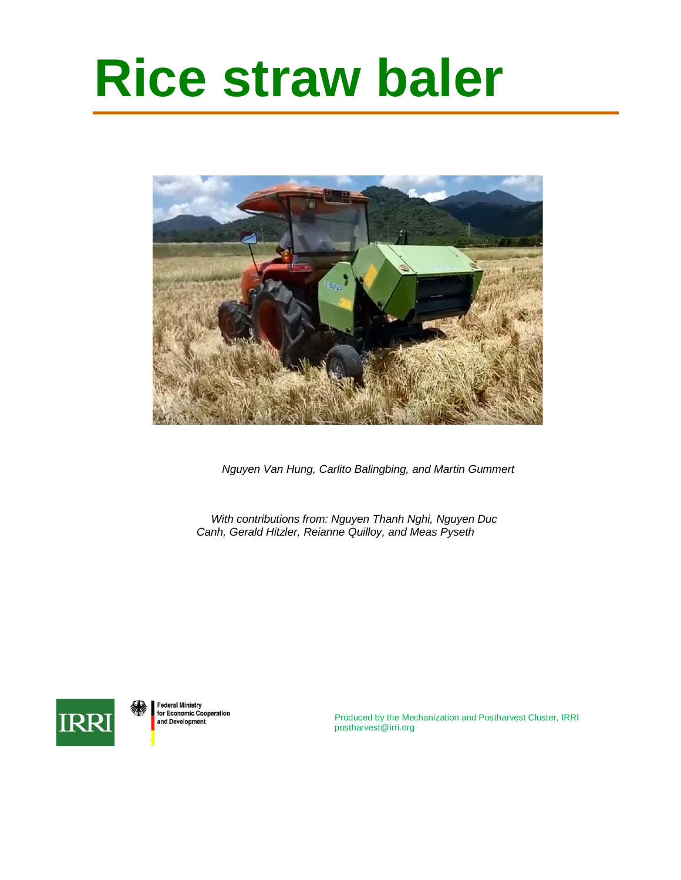# Rice straw baler

*Nguyen Van Hung, Carlito Balingbing, and Martin Gummert*

*With contributions from: Nguyen Thanh Nghi, Nguyen Duc Canh, Gerald Hitzler, Reianne Quilloy, and Meas Pyseth*

IRRI

Federal Ministry for Economic Cooperation and Development

Produced by the Mechanization and Postharvest Cluster, IRRI
postharvest@irri.org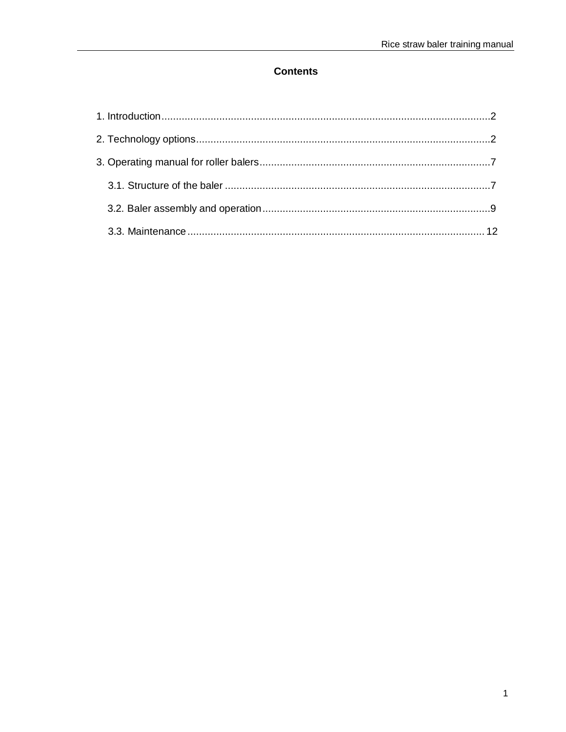# Contents

1. Introduction .......... 2

2. Technology options .......... 2

3. Operating manual for roller balers .......... 7

   3.1. Structure of the baler .......... 7

   3.2. Baler assembly and operation .......... 9

   3.3. Maintenance .......... 12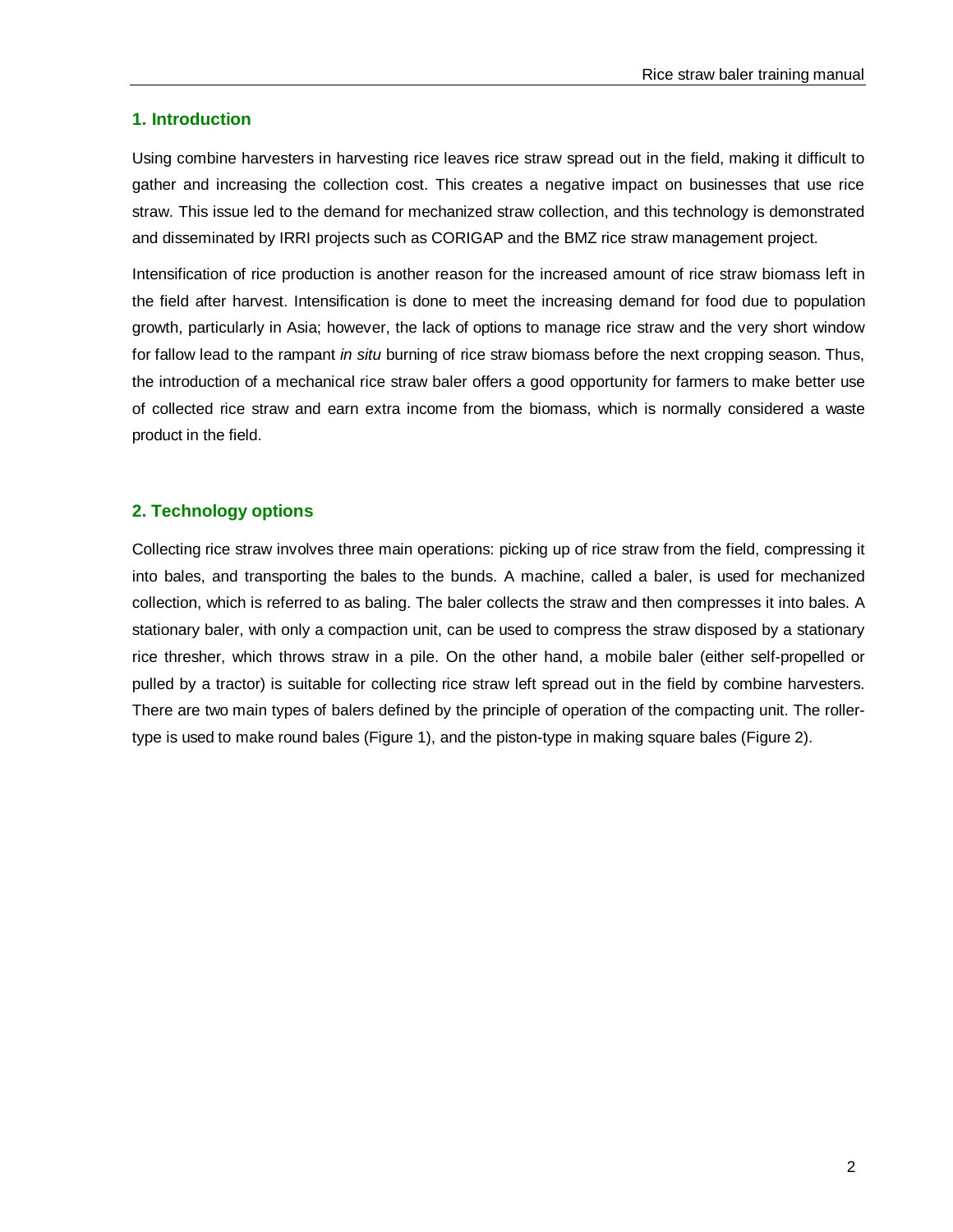## 1. Introduction

Using combine harvesters in harvesting rice leaves rice straw spread out in the field, making it difficult to gather and increasing the collection cost. This creates a negative impact on businesses that use rice straw. This issue led to the demand for mechanized straw collection, and this technology is demonstrated and disseminated by IRRI projects such as CORIGAP and the BMZ rice straw management project.

Intensification of rice production is another reason for the increased amount of rice straw biomass left in the field after harvest. Intensification is done to meet the increasing demand for food due to population growth, particularly in Asia; however, the lack of options to manage rice straw and the very short window for fallow lead to the rampant *in situ* burning of rice straw biomass before the next cropping season. Thus, the introduction of a mechanical rice straw baler offers a good opportunity for farmers to make better use of collected rice straw and earn extra income from the biomass, which is normally considered a waste product in the field.

## 2. Technology options

Collecting rice straw involves three main operations: picking up of rice straw from the field, compressing it into bales, and transporting the bales to the bunds. A machine, called a baler, is used for mechanized collection, which is referred to as baling. The baler collects the straw and then compresses it into bales. A stationary baler, with only a compaction unit, can be used to compress the straw disposed by a stationary rice thresher, which throws straw in a pile. On the other hand, a mobile baler (either self-propelled or pulled by a tractor) is suitable for collecting rice straw left spread out in the field by combine harvesters. There are two main types of balers defined by the principle of operation of the compacting unit. The roller-type is used to make round bales (Figure 1), and the piston-type in making square bales (Figure 2).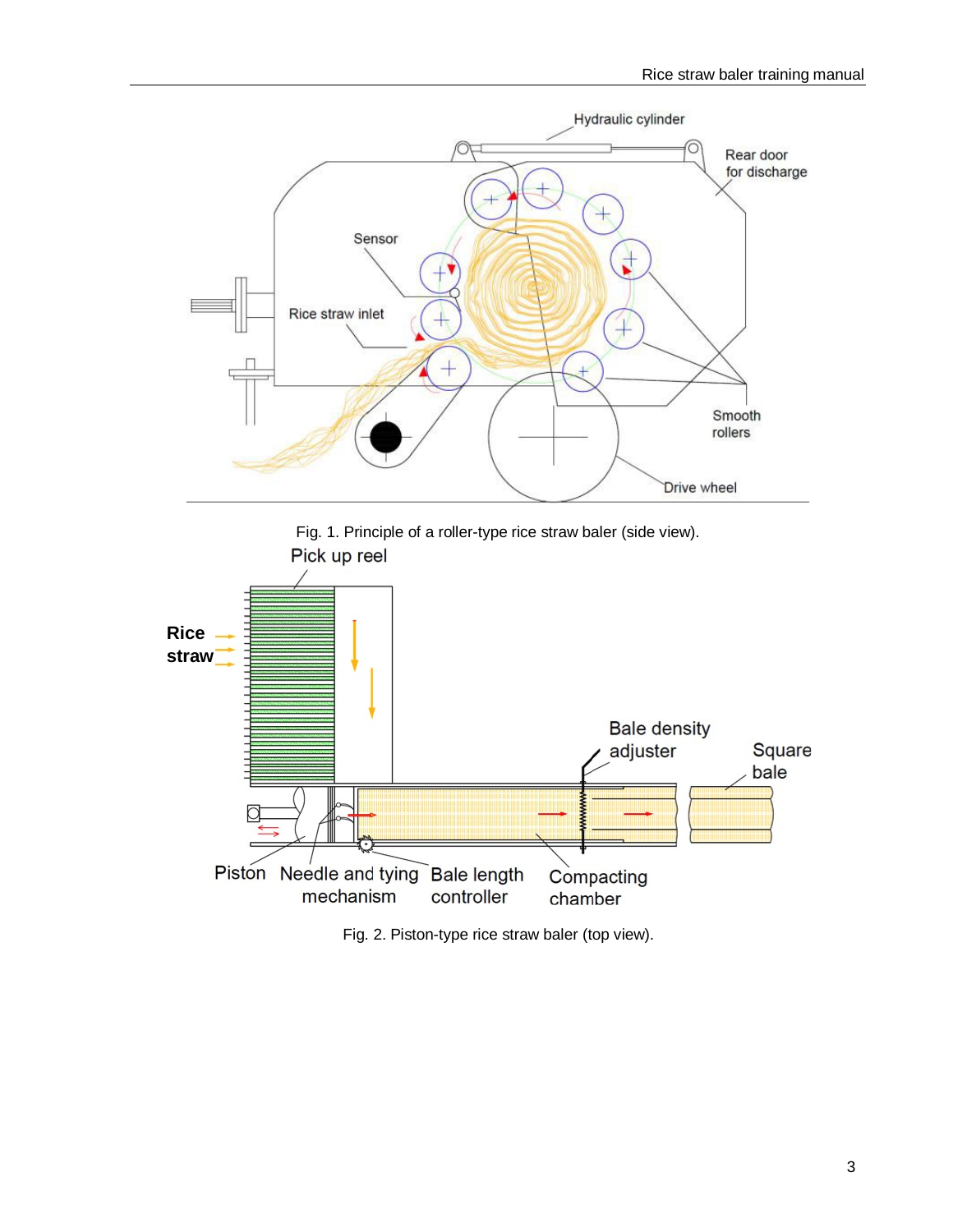Fig. 1. Principle of a roller-type rice straw baler (side view).

Fig. 2. Piston-type rice straw baler (top view).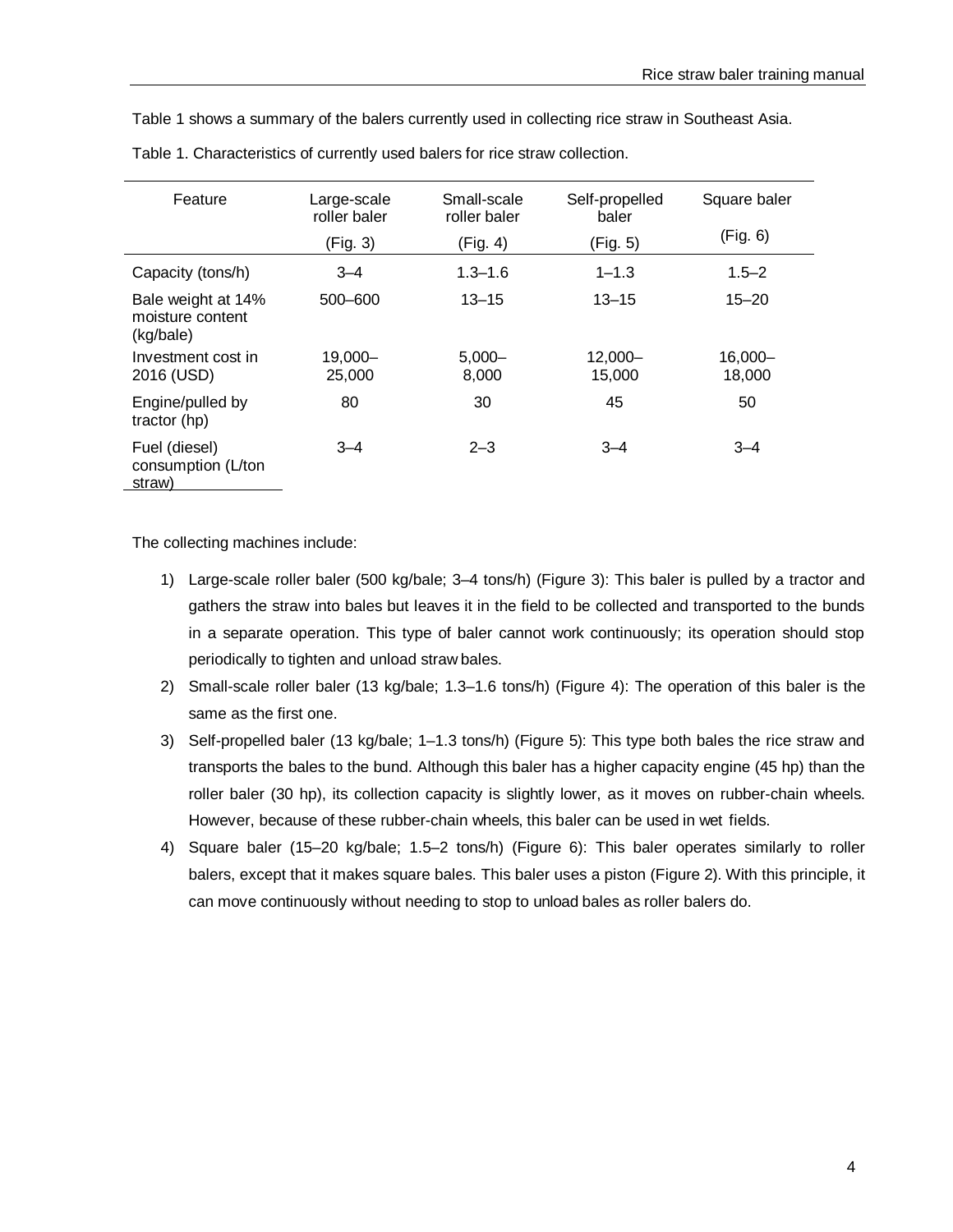Table 1 shows a summary of the balers currently used in collecting rice straw in Southeast Asia.

Table 1. Characteristics of currently used balers for rice straw collection.

| Feature | Large-scale roller baler (Fig. 3) | Small-scale roller baler (Fig. 4) | Self-propelled baler (Fig. 5) | Square baler (Fig. 6) |
|---|---|---|---|---|
| Capacity (tons/h) | 3–4 | 1.3–1.6 | 1–1.3 | 1.5–2 |
| Bale weight at 14% moisture content (kg/bale) | 500–600 | 13–15 | 13–15 | 15–20 |
| Investment cost in 2016 (USD) | 19,000–25,000 | 5,000–8,000 | 12,000–15,000 | 16,000–18,000 |
| Engine/pulled by tractor (hp) | 80 | 30 | 45 | 50 |
| Fuel (diesel) consumption (L/ton straw) | 3–4 | 2–3 | 3–4 | 3–4 |

The collecting machines include:

1) Large-scale roller baler (500 kg/bale; 3–4 tons/h) (Figure 3): This baler is pulled by a tractor and gathers the straw into bales but leaves it in the field to be collected and transported to the bunds in a separate operation. This type of baler cannot work continuously; its operation should stop periodically to tighten and unload straw bales.
2) Small-scale roller baler (13 kg/bale; 1.3–1.6 tons/h) (Figure 4): The operation of this baler is the same as the first one.
3) Self-propelled baler (13 kg/bale; 1–1.3 tons/h) (Figure 5): This type both bales the rice straw and transports the bales to the bund. Although this baler has a higher capacity engine (45 hp) than the roller baler (30 hp), its collection capacity is slightly lower, as it moves on rubber-chain wheels. However, because of these rubber-chain wheels, this baler can be used in wet fields.
4) Square baler (15–20 kg/bale; 1.5–2 tons/h) (Figure 6): This baler operates similarly to roller balers, except that it makes square bales. This baler uses a piston (Figure 2). With this principle, it can move continuously without needing to stop to unload bales as roller balers do.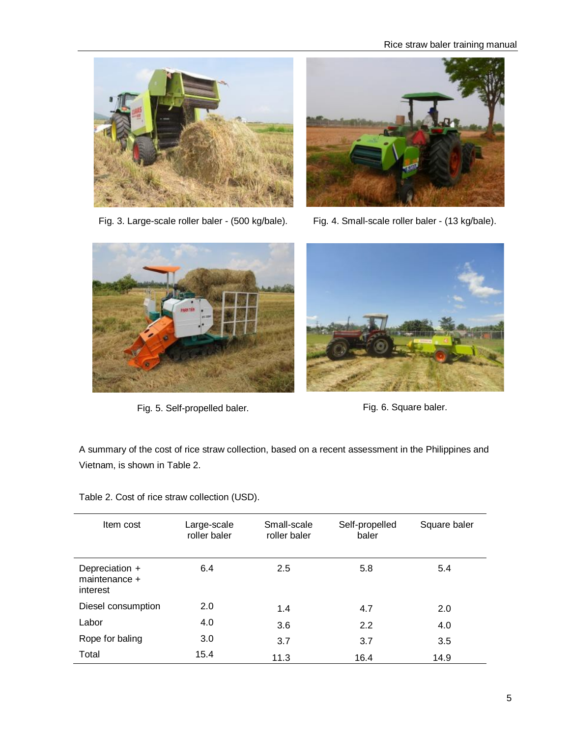Fig. 3. Large-scale roller baler - (500 kg/bale).

Fig. 4. Small-scale roller baler - (13 kg/bale).

Fig. 5. Self-propelled baler.

Fig. 6. Square baler.

A summary of the cost of rice straw collection, based on a recent assessment in the Philippines and Vietnam, is shown in Table 2.

Table 2. Cost of rice straw collection (USD).

| Item cost | Large-scale roller baler | Small-scale roller baler | Self-propelled baler | Square baler |
|---|---|---|---|---|
| Depreciation + maintenance + interest | 6.4 | 2.5 | 5.8 | 5.4 |
| Diesel consumption | 2.0 | 1.4 | 4.7 | 2.0 |
| Labor | 4.0 | 3.6 | 2.2 | 4.0 |
| Rope for baling | 3.0 | 3.7 | 3.7 | 3.5 |
| Total | 15.4 | 11.3 | 16.4 | 14.9 |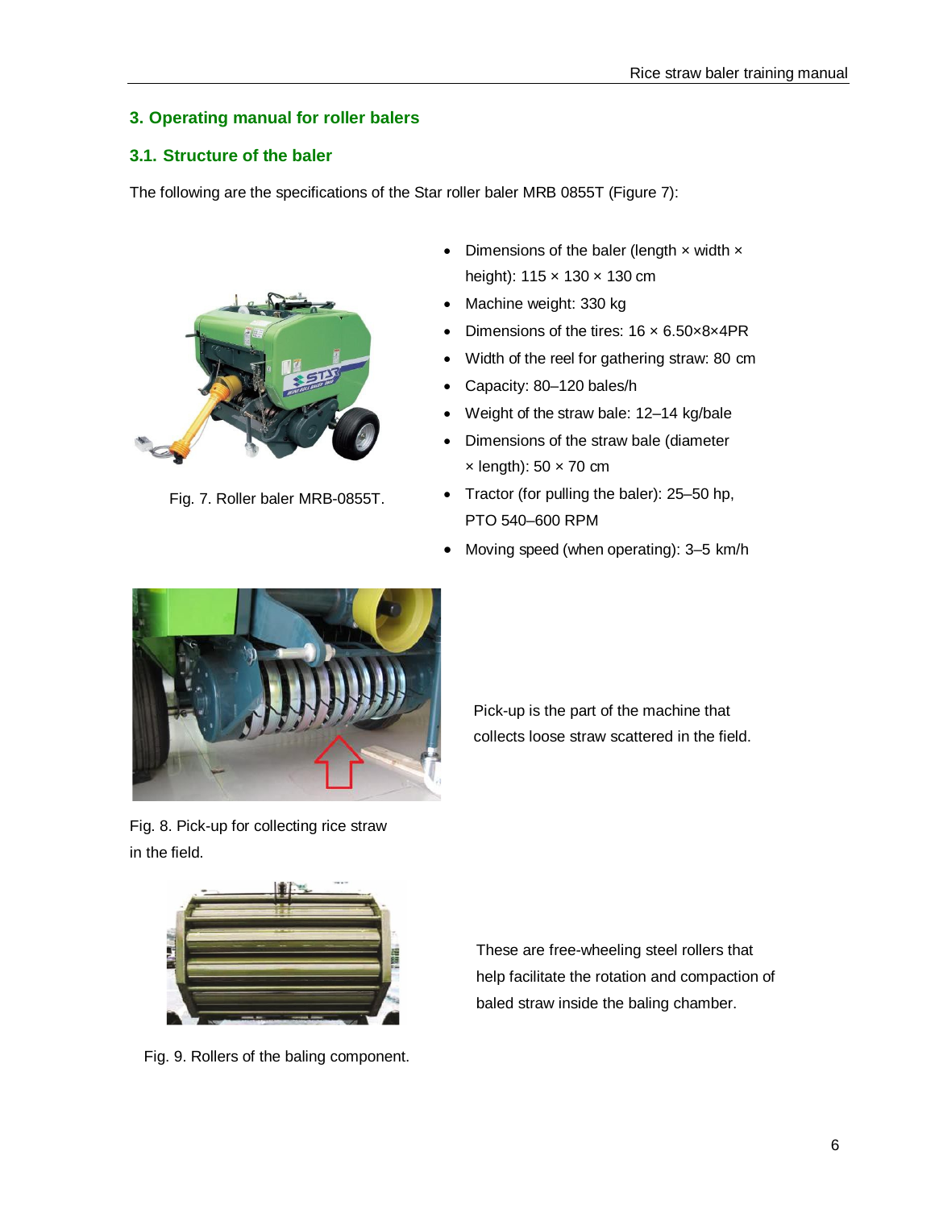## 3. Operating manual for roller balers

### 3.1. Structure of the baler

The following are the specifications of the Star roller baler MRB 0855T (Figure 7):

Fig. 7. Roller baler MRB-0855T.

- Dimensions of the baler (length × width × height): 115 × 130 × 130 cm
- Machine weight: 330 kg
- Dimensions of the tires: 16 × 6.50×8×4PR
- Width of the reel for gathering straw: 80 cm
- Capacity: 80–120 bales/h
- Weight of the straw bale: 12–14 kg/bale
- Dimensions of the straw bale (diameter × length): 50 × 70 cm
- Tractor (for pulling the baler): 25–50 hp, PTO 540–600 RPM
- Moving speed (when operating): 3–5 km/h

Fig. 8. Pick-up for collecting rice straw in the field.

Pick-up is the part of the machine that collects loose straw scattered in the field.

Fig. 9. Rollers of the baling component.

These are free-wheeling steel rollers that help facilitate the rotation and compaction of baled straw inside the baling chamber.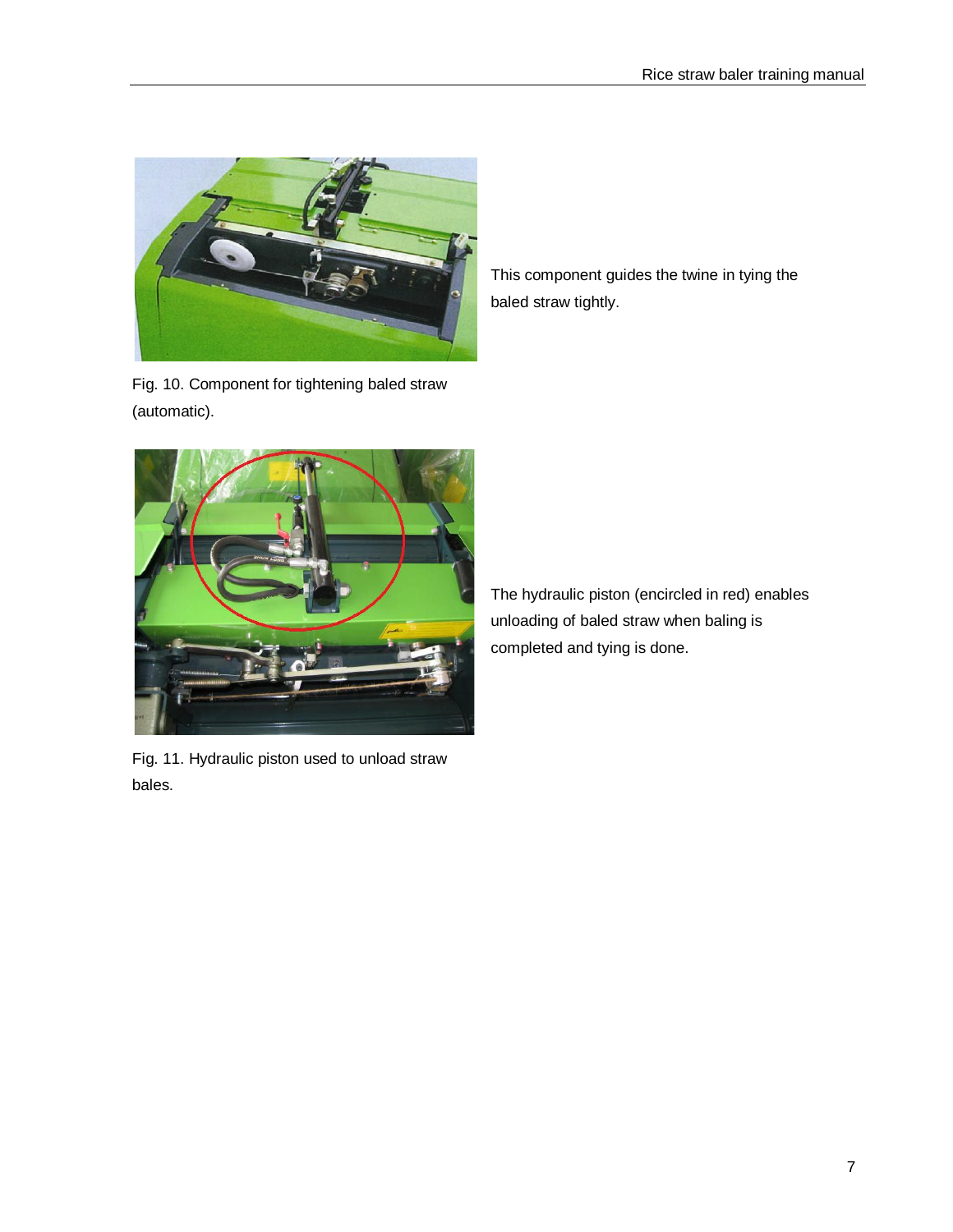This component guides the twine in tying the baled straw tightly.

Fig. 10. Component for tightening baled straw (automatic).

The hydraulic piston (encircled in red) enables unloading of baled straw when baling is completed and tying is done.

Fig. 11. Hydraulic piston used to unload straw bales.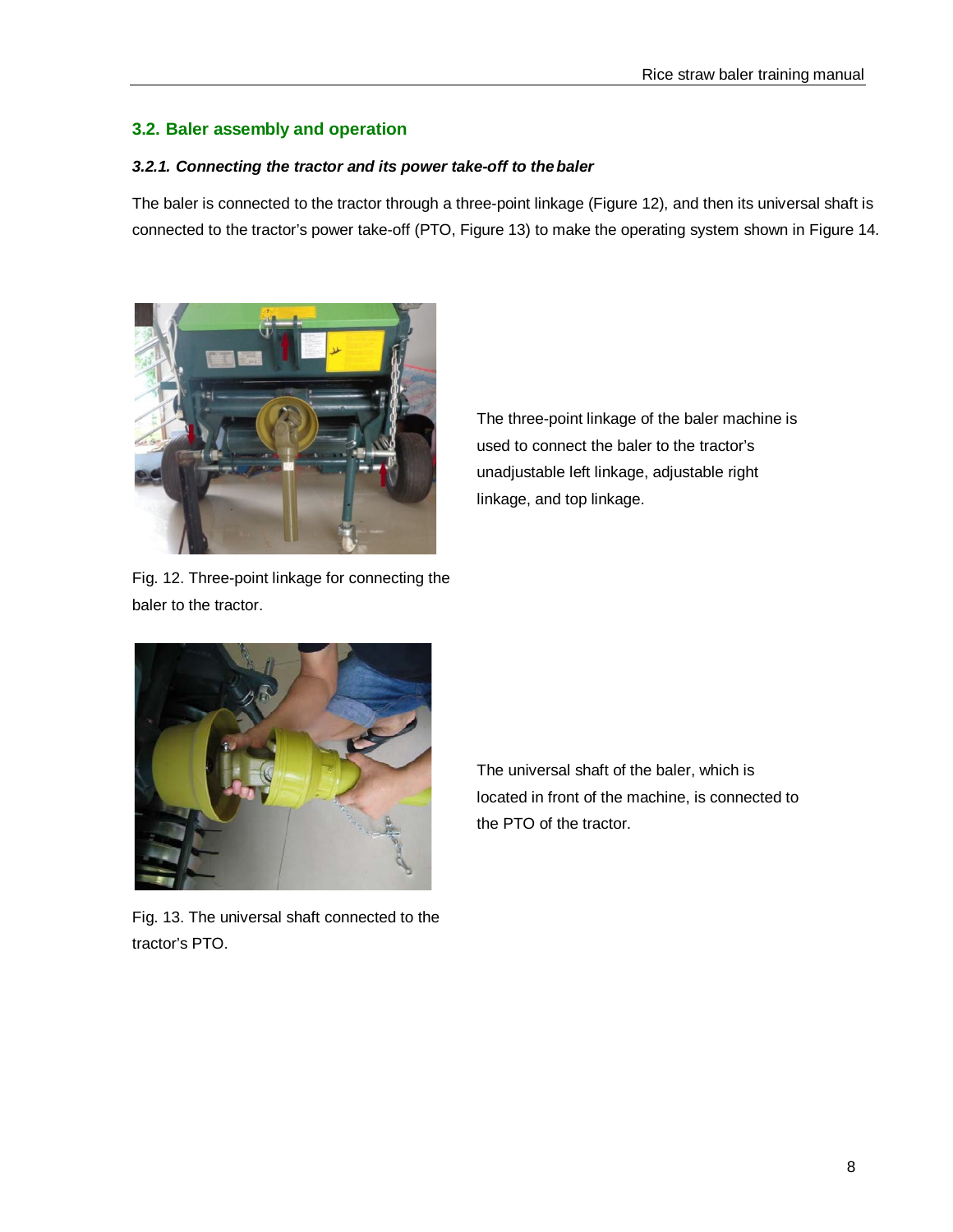## 3.2. Baler assembly and operation

### *3.2.1. Connecting the tractor and its power take-off to the baler*

The baler is connected to the tractor through a three-point linkage (Figure 12), and then its universal shaft is connected to the tractor's power take-off (PTO, Figure 13) to make the operating system shown in Figure 14.

Fig. 12. Three-point linkage for connecting the baler to the tractor.

The three-point linkage of the baler machine is used to connect the baler to the tractor's unadjustable left linkage, adjustable right linkage, and top linkage.

Fig. 13. The universal shaft connected to the tractor's PTO.

The universal shaft of the baler, which is located in front of the machine, is connected to the PTO of the tractor.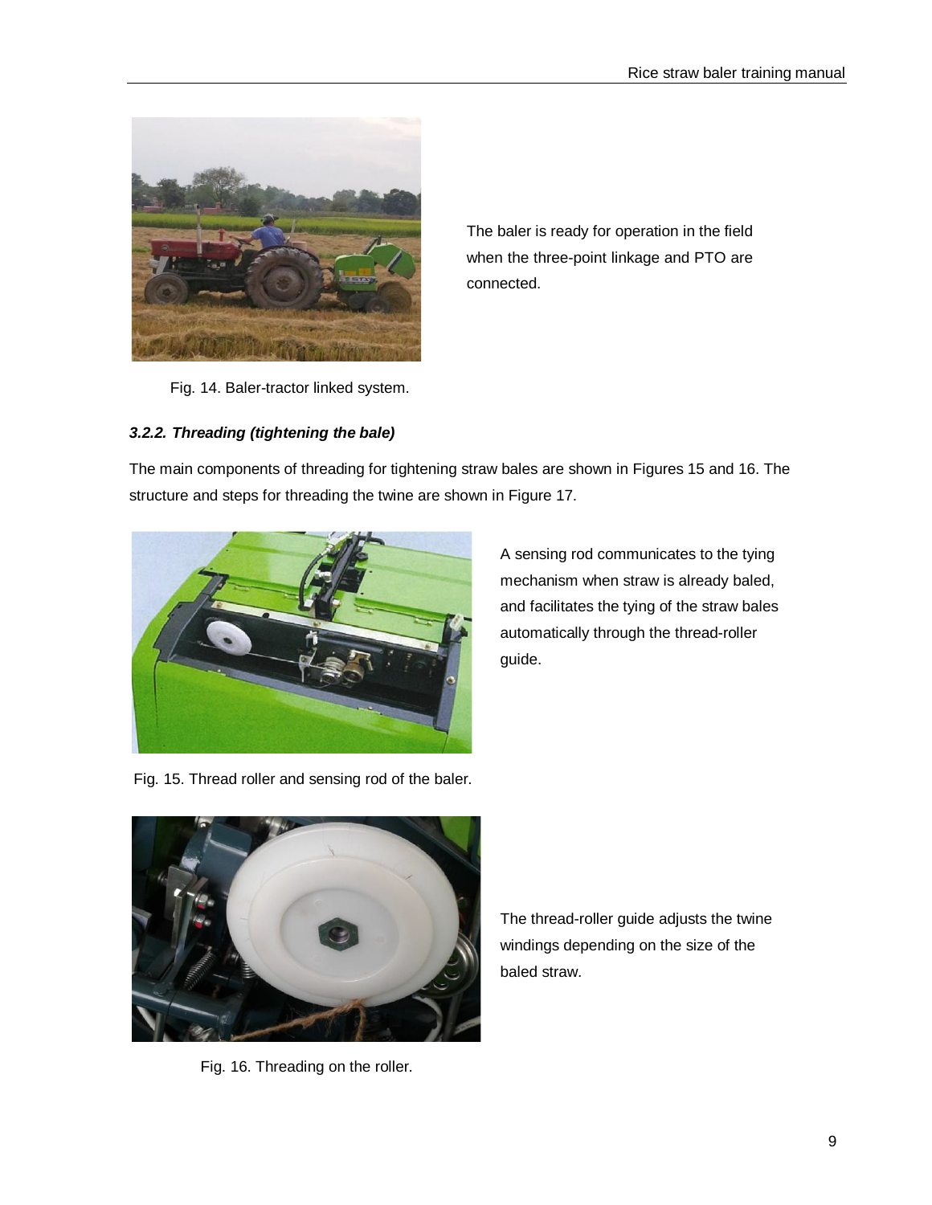The baler is ready for operation in the field when the three-point linkage and PTO are connected.

Fig. 14. Baler-tractor linked system.

### *3.2.2. Threading (tightening the bale)*

The main components of threading for tightening straw bales are shown in Figures 15 and 16. The structure and steps for threading the twine are shown in Figure 17.

A sensing rod communicates to the tying mechanism when straw is already baled, and facilitates the tying of the straw bales automatically through the thread-roller guide.

Fig. 15. Thread roller and sensing rod of the baler.

The thread-roller guide adjusts the twine windings depending on the size of the baled straw.

Fig. 16. Threading on the roller.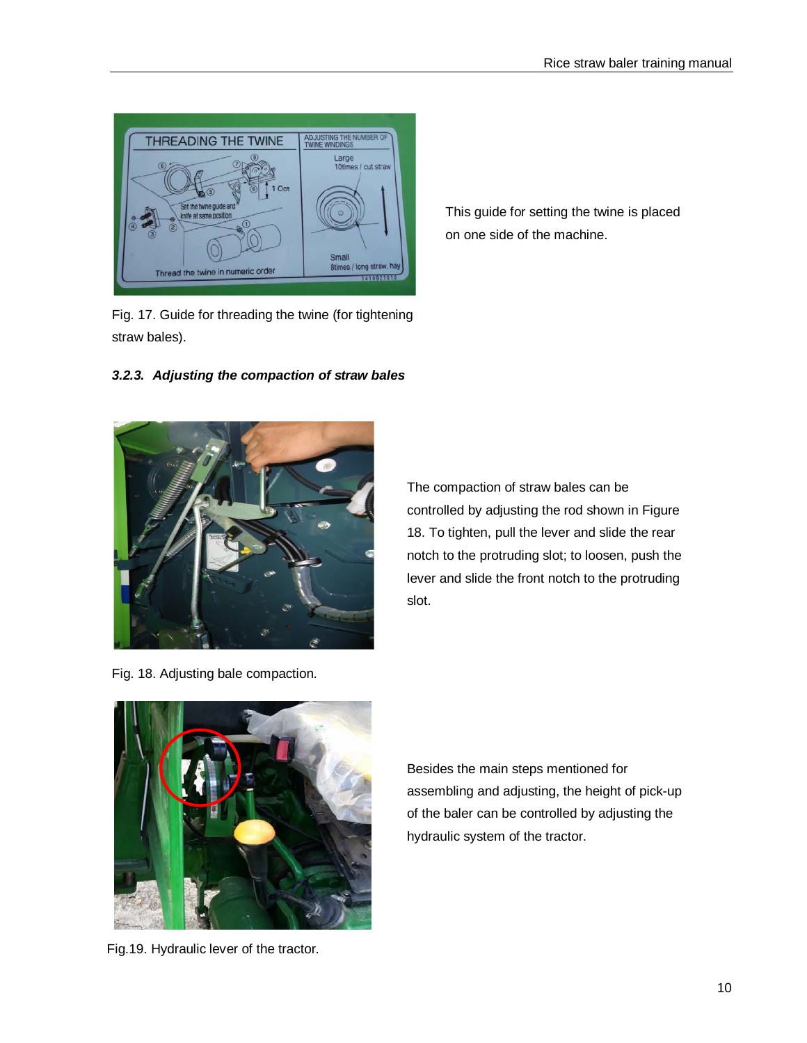This guide for setting the twine is placed on one side of the machine.

Fig. 17. Guide for threading the twine (for tightening straw bales).

### *3.2.3. Adjusting the compaction of straw bales*

The compaction of straw bales can be controlled by adjusting the rod shown in Figure 18. To tighten, pull the lever and slide the rear notch to the protruding slot; to loosen, push the lever and slide the front notch to the protruding slot.

Fig. 18. Adjusting bale compaction.

Besides the main steps mentioned for assembling and adjusting, the height of pick-up of the baler can be controlled by adjusting the hydraulic system of the tractor.

Fig.19. Hydraulic lever of the tractor.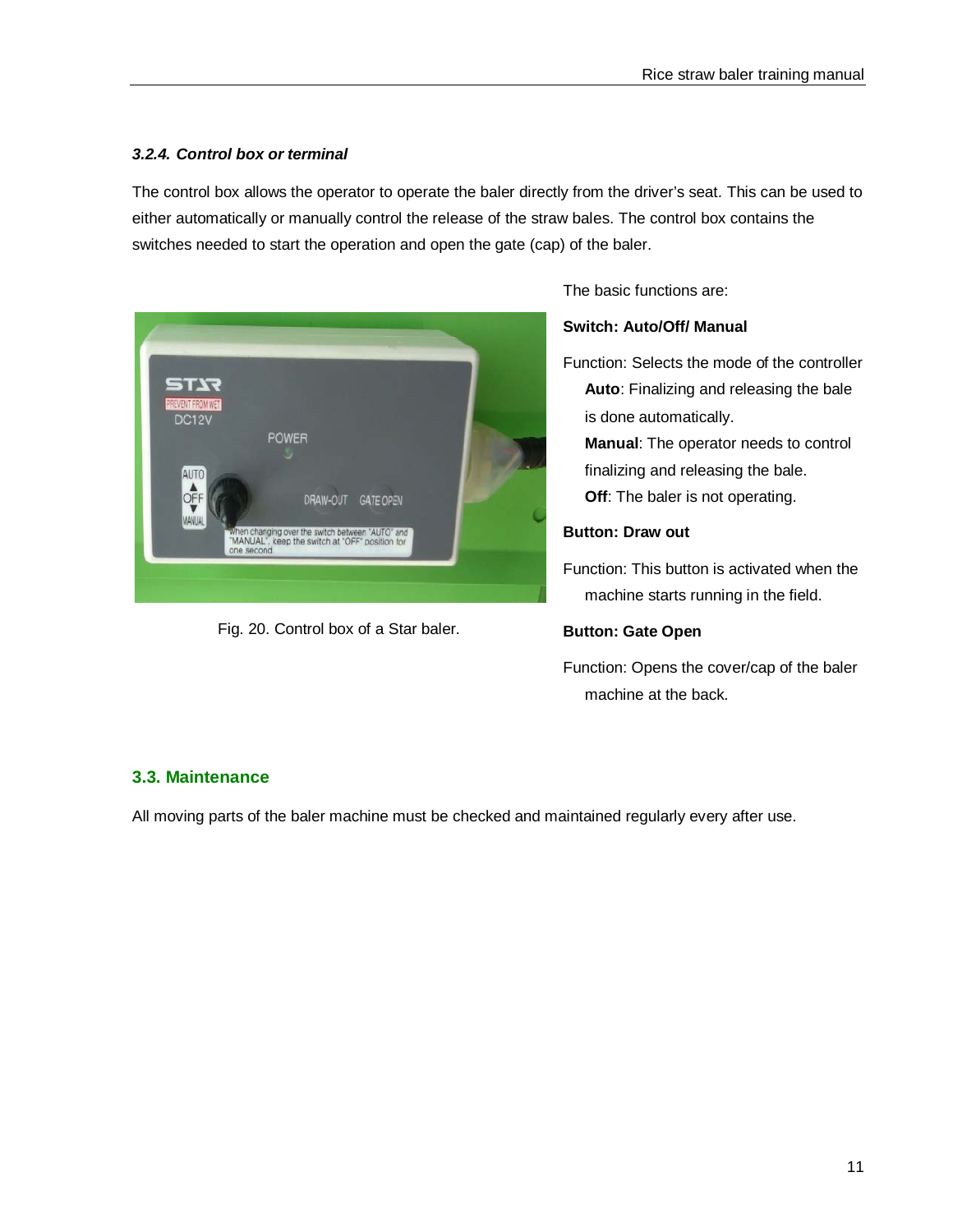### *3.2.4. Control box or terminal*

The control box allows the operator to operate the baler directly from the driver's seat. This can be used to either automatically or manually control the release of the straw bales. The control box contains the switches needed to start the operation and open the gate (cap) of the baler.

Fig. 20. Control box of a Star baler.

The basic functions are:

**Switch: Auto/Off/ Manual**

Function: Selects the mode of the controller

- **Auto**: Finalizing and releasing the bale is done automatically.
- **Manual**: The operator needs to control finalizing and releasing the bale.
- **Off**: The baler is not operating.

**Button: Draw out**

Function: This button is activated when the machine starts running in the field.

**Button: Gate Open**

Function: Opens the cover/cap of the baler machine at the back.

## 3.3. Maintenance

All moving parts of the baler machine must be checked and maintained regularly every after use.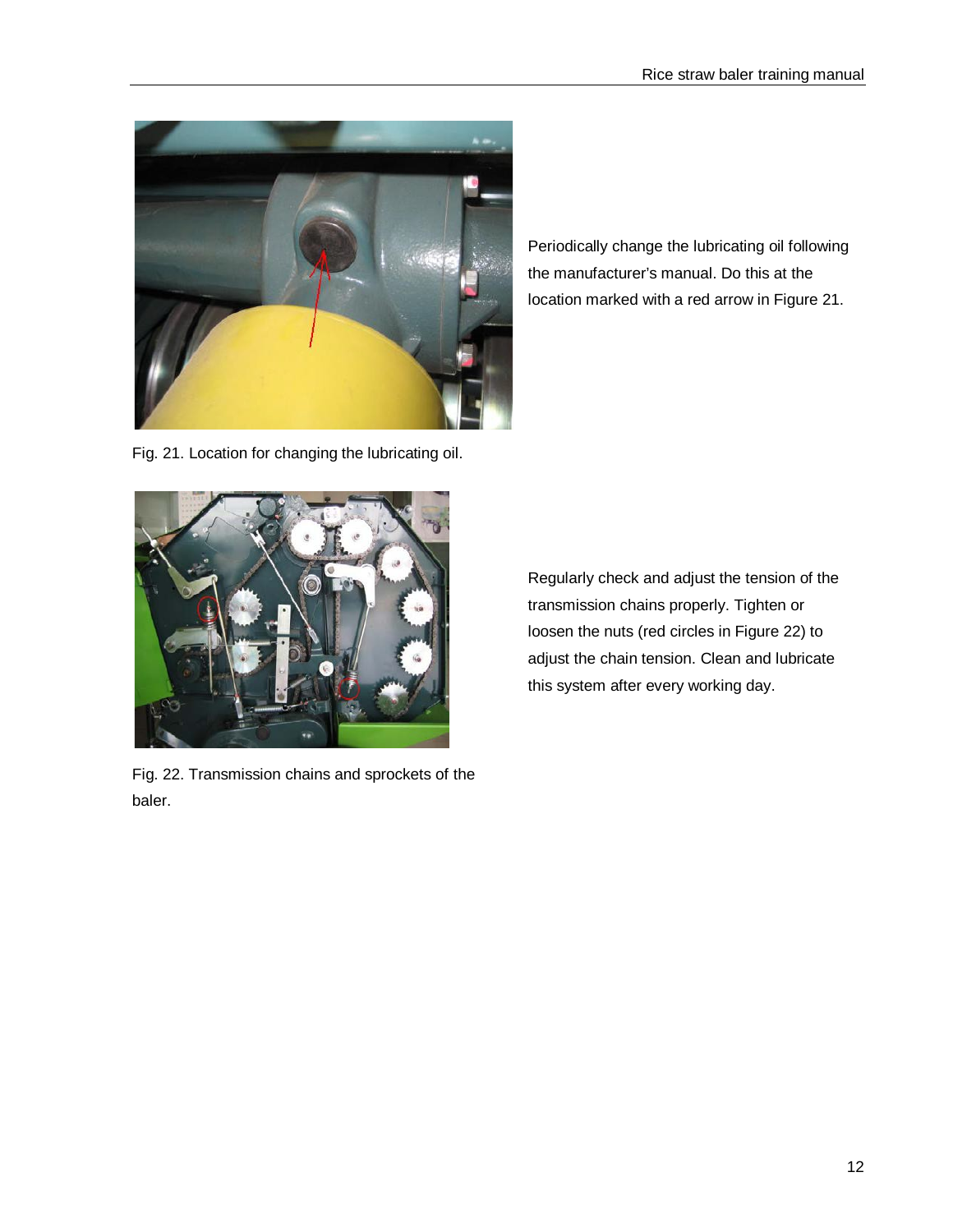Fig. 21. Location for changing the lubricating oil.

Periodically change the lubricating oil following the manufacturer's manual. Do this at the location marked with a red arrow in Figure 21.

Fig. 22. Transmission chains and sprockets of the baler.

Regularly check and adjust the tension of the transmission chains properly. Tighten or loosen the nuts (red circles in Figure 22) to adjust the chain tension. Clean and lubricate this system after every working day.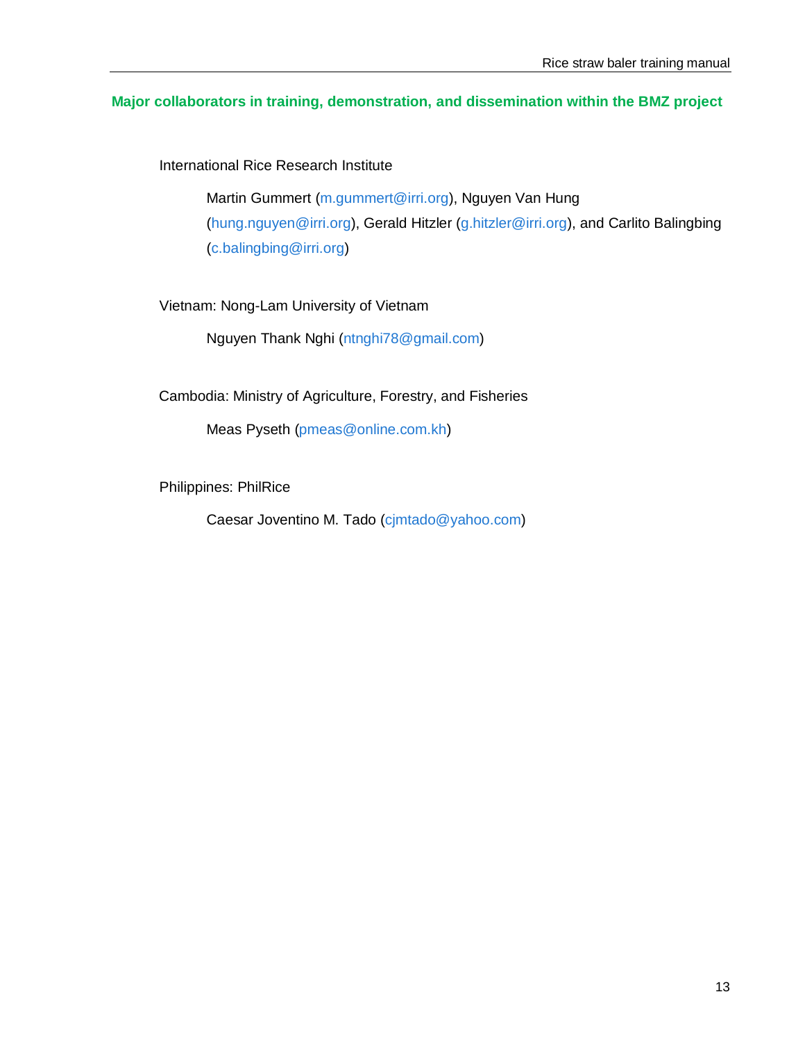## Major collaborators in training, demonstration, and dissemination within the BMZ project

International Rice Research Institute

> Martin Gummert (m.gummert@irri.org), Nguyen Van Hung (hung.nguyen@irri.org), Gerald Hitzler (g.hitzler@irri.org), and Carlito Balingbing (c.balingbing@irri.org)

Vietnam: Nong-Lam University of Vietnam

> Nguyen Thank Nghi (ntnghi78@gmail.com)

Cambodia: Ministry of Agriculture, Forestry, and Fisheries

> Meas Pyseth (pmeas@online.com.kh)

Philippines: PhilRice

> Caesar Joventino M. Tado (cjmtado@yahoo.com)